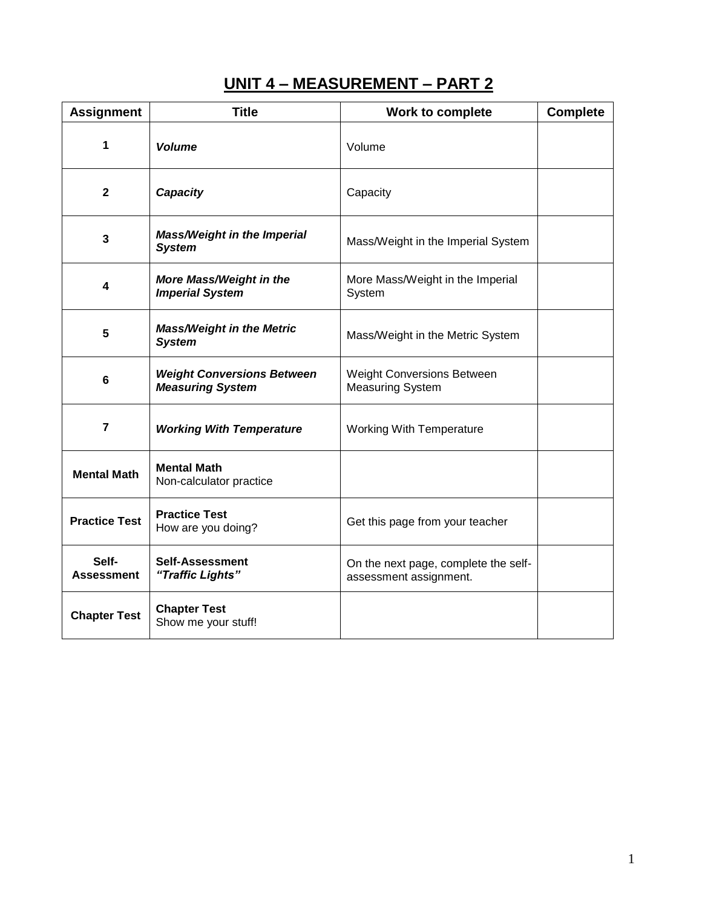# UNIT 4 – MEASUREMENT – PART 2

| Assignment | Title | Work to complete | Complete |
|---|---|---|---|
| **1** | ***Volume*** | Volume | |
| **2** | ***Capacity*** | Capacity | |
| **3** | ***Mass/Weight in the Imperial System*** | Mass/Weight in the Imperial System | |
| **4** | ***More Mass/Weight in the Imperial System*** | More Mass/Weight in the Imperial System | |
| **5** | ***Mass/Weight in the Metric System*** | Mass/Weight in the Metric System | |
| **6** | ***Weight Conversions Between Measuring System*** | Weight Conversions Between Measuring System | |
| **7** | ***Working With Temperature*** | Working With Temperature | |
| **Mental Math** | **Mental Math** Non-calculator practice | | |
| **Practice Test** | **Practice Test** How are you doing? | Get this page from your teacher | |
| **Self-Assessment** | **Self-Assessment** ***"Traffic Lights"*** | On the next page, complete the self-assessment assignment. | |
| **Chapter Test** | **Chapter Test** Show me your stuff! | | |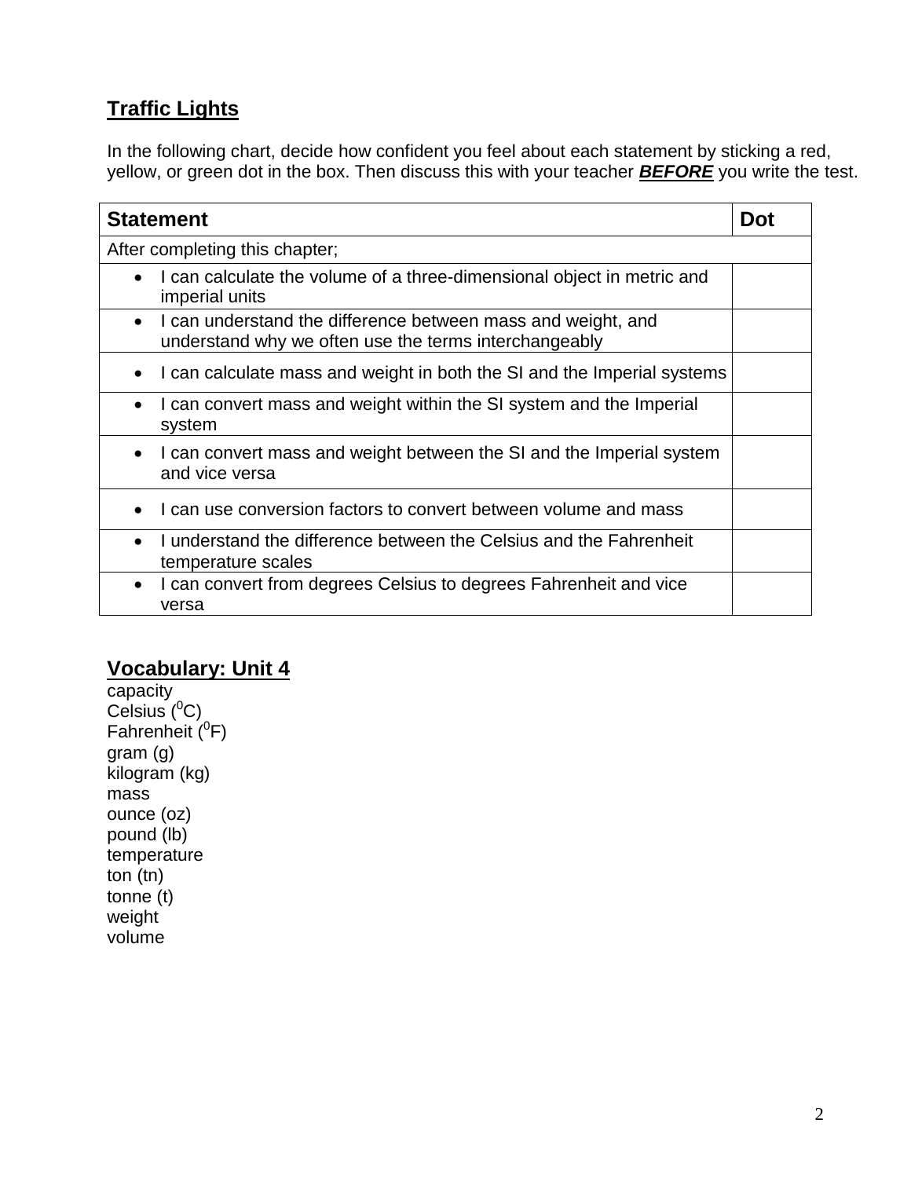## Traffic Lights

In the following chart, decide how confident you feel about each statement by sticking a red, yellow, or green dot in the box. Then discuss this with your teacher ***BEFORE*** you write the test.

| Statement | Dot |
| --- | --- |
| After completing this chapter; | |
| • I can calculate the volume of a three-dimensional object in metric and imperial units | |
| • I can understand the difference between mass and weight, and understand why we often use the terms interchangeably | |
| • I can calculate mass and weight in both the SI and the Imperial systems | |
| • I can convert mass and weight within the SI system and the Imperial system | |
| • I can convert mass and weight between the SI and the Imperial system and vice versa | |
| • I can use conversion factors to convert between volume and mass | |
| • I understand the difference between the Celsius and the Fahrenheit temperature scales | |
| • I can convert from degrees Celsius to degrees Fahrenheit and vice versa | |

## Vocabulary: Unit 4

capacity
Celsius ($^0$C)
Fahrenheit ($^0$F)
gram (g)
kilogram (kg)
mass
ounce (oz)
pound (lb)
temperature
ton (tn)
tonne (t)
weight
volume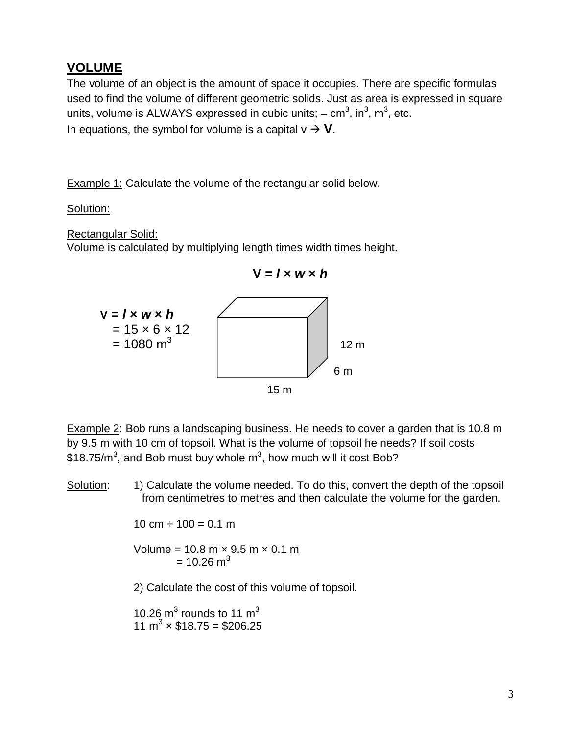## VOLUME

The volume of an object is the amount of space it occupies. There are specific formulas used to find the volume of different geometric solids. Just as area is expressed in square units, volume is ALWAYS expressed in cubic units; – $cm^3$, $in^3$, $m^3$, etc.

In equations, the symbol for volume is a capital v → **V**.

Example 1: Calculate the volume of the rectangular solid below.

Solution:

Rectangular Solid:

Volume is calculated by multiplying length times width times height.

$$V = l \times w \times h$$

$V = l \times w \times h$
$= 15 \times 6 \times 12$
$= 1080 \text{ m}^3$

12 m

6 m

15 m

Example 2: Bob runs a landscaping business. He needs to cover a garden that is 10.8 m by 9.5 m with 10 cm of topsoil. What is the volume of topsoil he needs? If soil costs $18.75/$m^3$, and Bob must buy whole $m^3$, how much will it cost Bob?

Solution: 1) Calculate the volume needed. To do this, convert the depth of the topsoil from centimetres to metres and then calculate the volume for the garden.

10 cm ÷ 100 = 0.1 m

Volume = 10.8 m × 9.5 m × 0.1 m
= 10.26 $m^3$

2) Calculate the cost of this volume of topsoil.

10.26 $m^3$ rounds to 11 $m^3$
11 $m^3$ × $18.75 = $206.25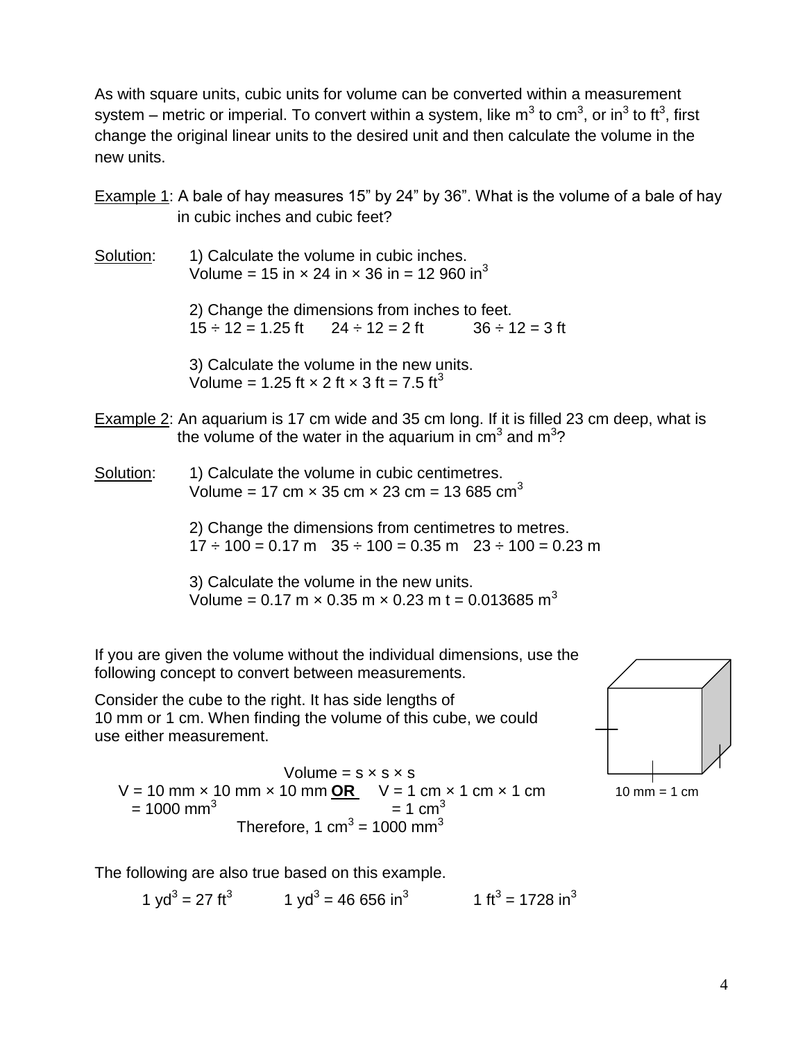As with square units, cubic units for volume can be converted within a measurement system – metric or imperial. To convert within a system, like $m^3$ to $cm^3$, or $in^3$ to $ft^3$, first change the original linear units to the desired unit and then calculate the volume in the new units.

<u>Example 1</u>: A bale of hay measures 15" by 24" by 36". What is the volume of a bale of hay in cubic inches and cubic feet?

<u>Solution</u>:

1) Calculate the volume in cubic inches.
Volume = 15 in × 24 in × 36 in = 12 960 $in^3$

2) Change the dimensions from inches to feet.
15 ÷ 12 = 1.25 ft     24 ÷ 12 = 2 ft     36 ÷ 12 = 3 ft

3) Calculate the volume in the new units.
Volume = 1.25 ft × 2 ft × 3 ft = 7.5 $ft^3$

<u>Example 2</u>: An aquarium is 17 cm wide and 35 cm long. If it is filled 23 cm deep, what is the volume of the water in the aquarium in $cm^3$ and $m^3$?

<u>Solution</u>:

1) Calculate the volume in cubic centimetres.
Volume = 17 cm × 35 cm × 23 cm = 13 685 $cm^3$

2) Change the dimensions from centimetres to metres.
17 ÷ 100 = 0.17 m   35 ÷ 100 = 0.35 m   23 ÷ 100 = 0.23 m

3) Calculate the volume in the new units.
Volume = 0.17 m × 0.35 m × 0.23 m t = 0.013685 $m^3$

If you are given the volume without the individual dimensions, use the following concept to convert between measurements.

Consider the cube to the right. It has side lengths of 10 mm or 1 cm. When finding the volume of this cube, we could use either measurement.

10 mm = 1 cm

Volume = s × s × s

V = 10 mm × 10 mm × 10 mm **<u>OR</u>**   V = 1 cm × 1 cm × 1 cm
= 1000 $mm^3$   = 1 $cm^3$

Therefore, 1 $cm^3$ = 1000 $mm^3$

The following are also true based on this example.

1 $yd^3$ = 27 $ft^3$     1 $yd^3$ = 46 656 $in^3$     1 $ft^3$ = 1728 $in^3$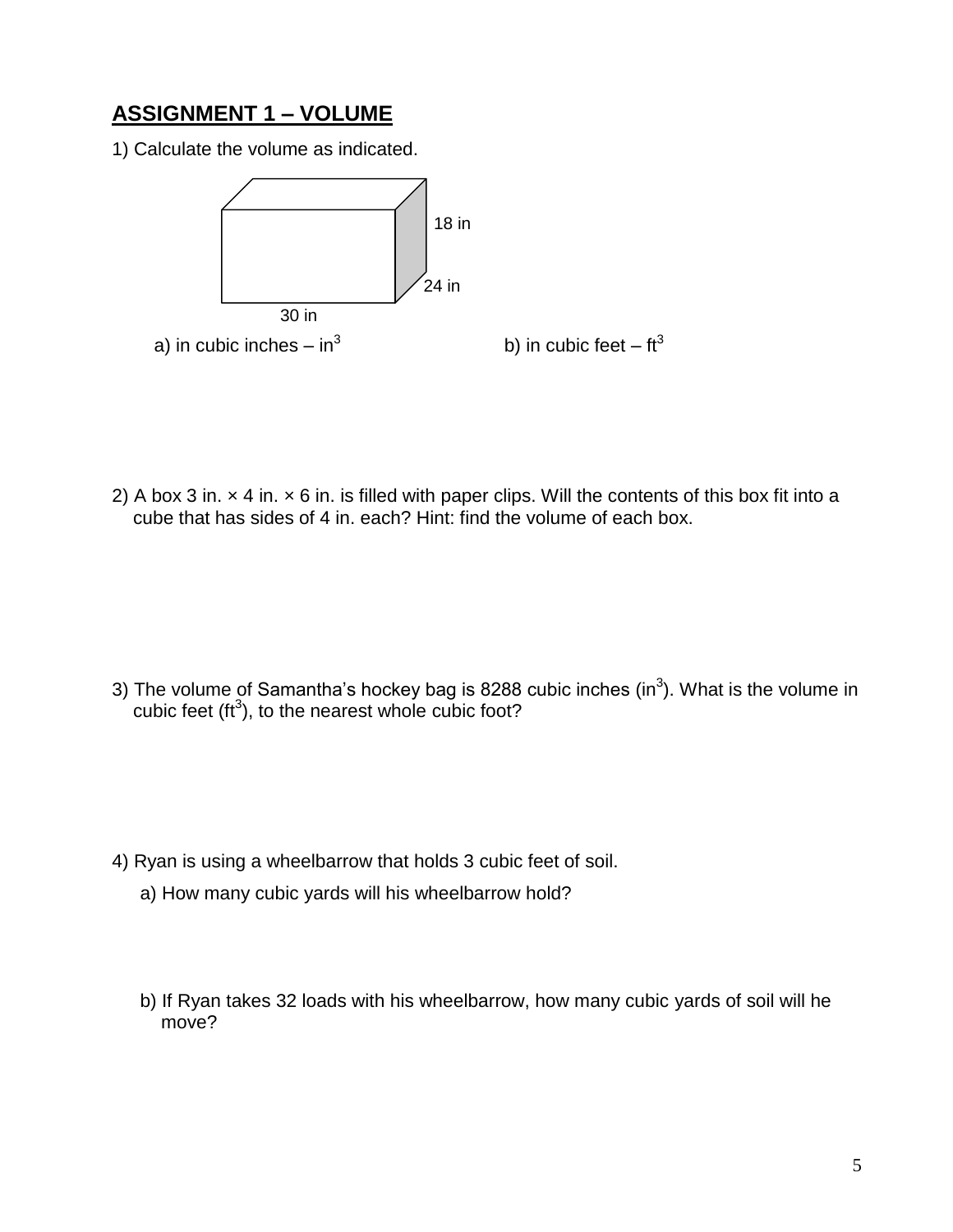## ASSIGNMENT 1 – VOLUME

1) Calculate the volume as indicated.

18 in

24 in

30 in

a) in cubic inches – $in^3$

b) in cubic feet – $ft^3$

2) A box 3 in. × 4 in. × 6 in. is filled with paper clips. Will the contents of this box fit into a cube that has sides of 4 in. each? Hint: find the volume of each box.

3) The volume of Samantha's hockey bag is 8288 cubic inches ($in^3$). What is the volume in cubic feet ($ft^3$), to the nearest whole cubic foot?

4) Ryan is using a wheelbarrow that holds 3 cubic feet of soil.

a) How many cubic yards will his wheelbarrow hold?

b) If Ryan takes 32 loads with his wheelbarrow, how many cubic yards of soil will he move?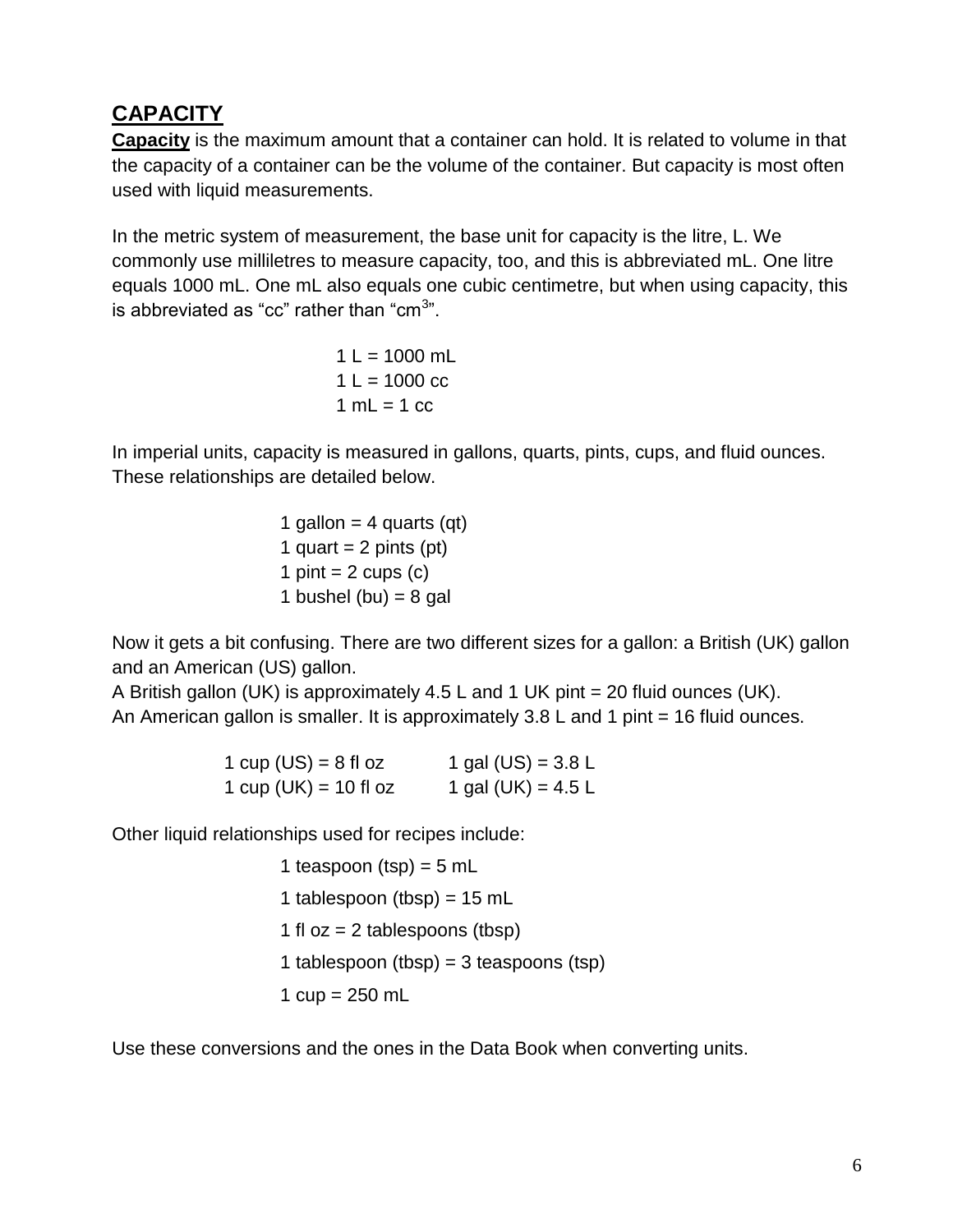## CAPACITY

**Capacity** is the maximum amount that a container can hold. It is related to volume in that the capacity of a container can be the volume of the container. But capacity is most often used with liquid measurements.

In the metric system of measurement, the base unit for capacity is the litre, L. We commonly use millilitres to measure capacity, too, and this is abbreviated mL. One litre equals 1000 mL. One mL also equals one cubic centimetre, but when using capacity, this is abbreviated as "cc" rather than "$cm^3$".

1 L = 1000 mL
1 L = 1000 cc
1 mL = 1 cc

In imperial units, capacity is measured in gallons, quarts, pints, cups, and fluid ounces. These relationships are detailed below.

1 gallon = 4 quarts (qt)
1 quart = 2 pints (pt)
1 pint = 2 cups (c)
1 bushel (bu) = 8 gal

Now it gets a bit confusing. There are two different sizes for a gallon: a British (UK) gallon and an American (US) gallon.
A British gallon (UK) is approximately 4.5 L and 1 UK pint = 20 fluid ounces (UK).
An American gallon is smaller. It is approximately 3.8 L and 1 pint = 16 fluid ounces.

| | |
|---|---|
| 1 cup (US) = 8 fl oz | 1 gal (US) = 3.8 L |
| 1 cup (UK) = 10 fl oz | 1 gal (UK) = 4.5 L |

Other liquid relationships used for recipes include:

1 teaspoon (tsp) = 5 mL
1 tablespoon (tbsp) = 15 mL
1 fl oz = 2 tablespoons (tbsp)
1 tablespoon (tbsp) = 3 teaspoons (tsp)
1 cup = 250 mL

Use these conversions and the ones in the Data Book when converting units.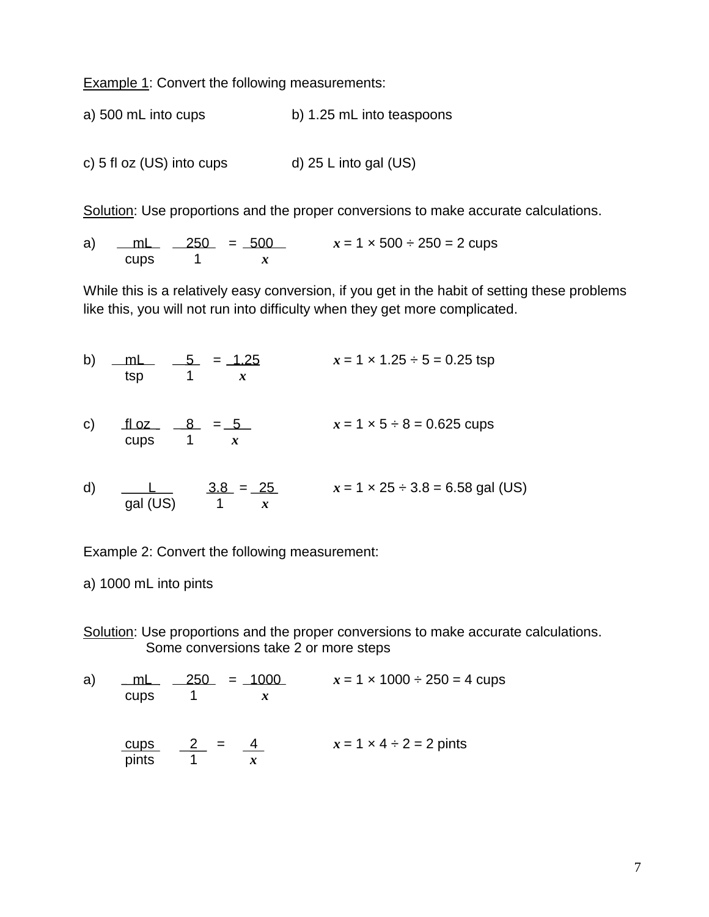Example 1: Convert the following measurements:

a) 500 mL into cups

b) 1.25 mL into teaspoons

c) 5 fl oz (US) into cups

d) 25 L into gal (US)

Solution: Use proportions and the proper conversions to make accurate calculations.

a) $\dfrac{\text{mL}}{\text{cups}} \quad \dfrac{250}{1} = \dfrac{500}{x}$ $\qquad x = 1 \times 500 \div 250 = 2$ cups

While this is a relatively easy conversion, if you get in the habit of setting these problems like this, you will not run into difficulty when they get more complicated.

b) $\dfrac{\text{mL}}{\text{tsp}} \quad \dfrac{5}{1} = \dfrac{1.25}{x}$ $\qquad x = 1 \times 1.25 \div 5 = 0.25$ tsp

c) $\dfrac{\text{fl oz}}{\text{cups}} \quad \dfrac{8}{1} = \dfrac{5}{x}$ $\qquad x = 1 \times 5 \div 8 = 0.625$ cups

d) $\dfrac{\text{L}}{\text{gal (US)}} \quad \dfrac{3.8}{1} = \dfrac{25}{x}$ $\qquad x = 1 \times 25 \div 3.8 = 6.58$ gal (US)

Example 2: Convert the following measurement:

a) 1000 mL into pints

Solution: Use proportions and the proper conversions to make accurate calculations.
Some conversions take 2 or more steps

a) $\dfrac{\text{mL}}{\text{cups}} \quad \dfrac{250}{1} = \dfrac{1000}{x}$ $\qquad x = 1 \times 1000 \div 250 = 4$ cups

$\dfrac{\text{cups}}{\text{pints}} \quad \dfrac{2}{1} = \dfrac{4}{x}$ $\qquad x = 1 \times 4 \div 2 = 2$ pints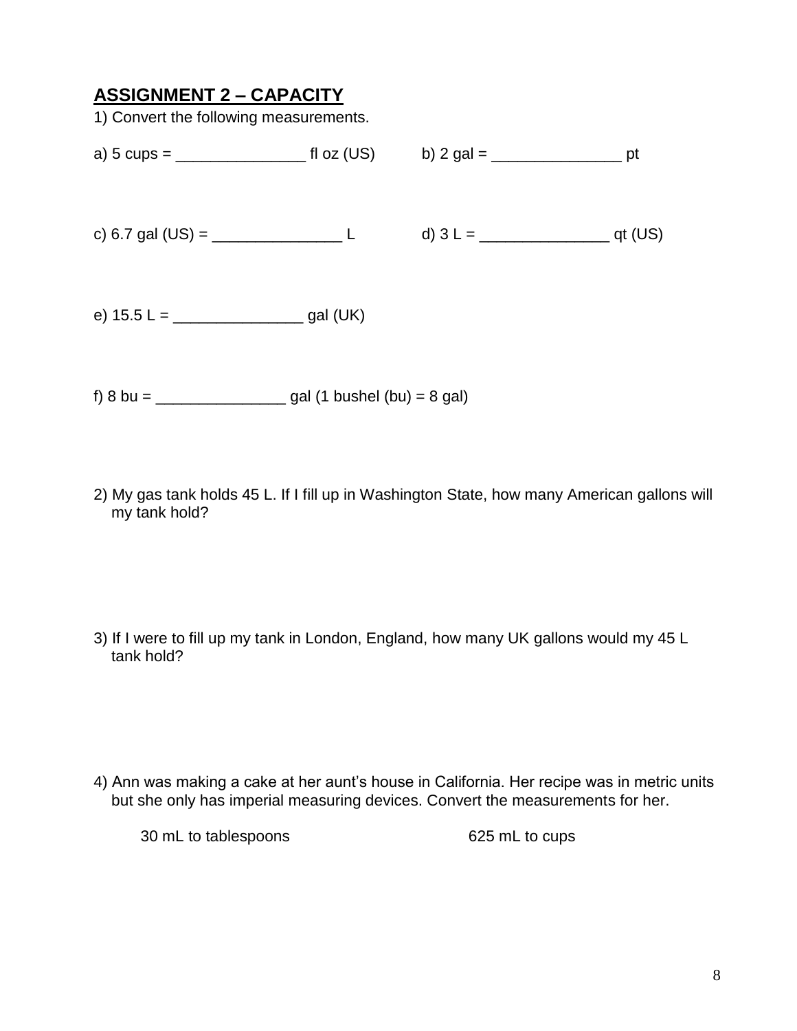## ASSIGNMENT 2 – CAPACITY

1) Convert the following measurements.

a) 5 cups = _______________ fl oz (US)

b) 2 gal = _______________ pt

c) 6.7 gal (US) = _______________ L

d) 3 L = _______________ qt (US)

e) 15.5 L = _______________ gal (UK)

f) 8 bu = _______________ gal (1 bushel (bu) = 8 gal)

2) My gas tank holds 45 L. If I fill up in Washington State, how many American gallons will my tank hold?

3) If I were to fill up my tank in London, England, how many UK gallons would my 45 L tank hold?

4) Ann was making a cake at her aunt's house in California. Her recipe was in metric units but she only has imperial measuring devices. Convert the measurements for her.

30 mL to tablespoons

625 mL to cups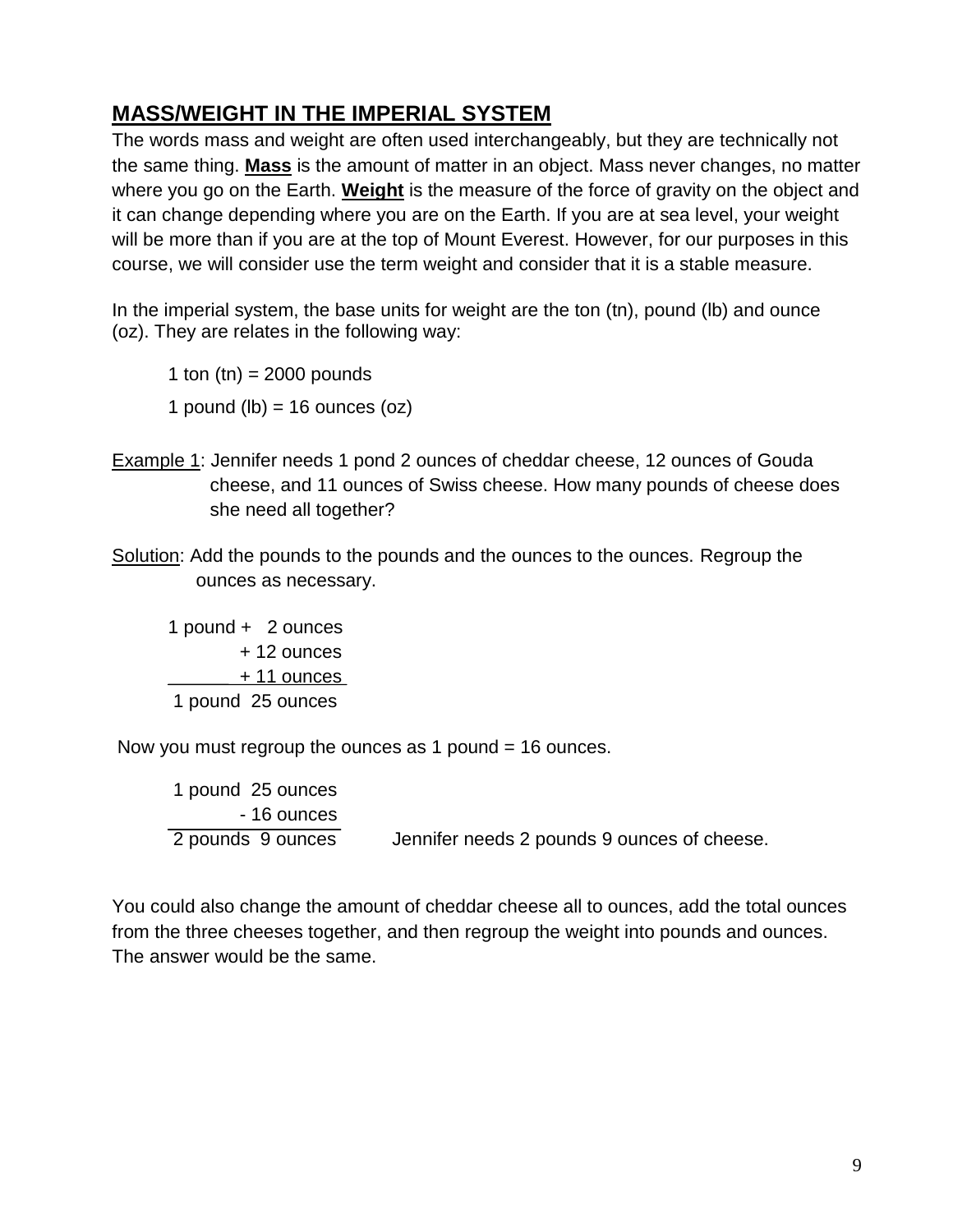## MASS/WEIGHT IN THE IMPERIAL SYSTEM

The words mass and weight are often used interchangeably, but they are technically not the same thing. **Mass** is the amount of matter in an object. Mass never changes, no matter where you go on the Earth. **Weight** is the measure of the force of gravity on the object and it can change depending where you are on the Earth. If you are at sea level, your weight will be more than if you are at the top of Mount Everest. However, for our purposes in this course, we will consider use the term weight and consider that it is a stable measure.

In the imperial system, the base units for weight are the ton (tn), pound (lb) and ounce (oz). They are relates in the following way:

1 ton (tn) = 2000 pounds

1 pound (lb) = 16 ounces (oz)

Example 1: Jennifer needs 1 pond 2 ounces of cheddar cheese, 12 ounces of Gouda cheese, and 11 ounces of Swiss cheese. How many pounds of cheese does she need all together?

Solution: Add the pounds to the pounds and the ounces to the ounces. Regroup the ounces as necessary.

```
1 pound +   2 ounces
          + 12 ounces
          + 11 ounces
-------------------
 1 pound  25 ounces
```

Now you must regroup the ounces as 1 pound = 16 ounces.

```
 1 pound  25 ounces
         - 16 ounces
-------------------
 2 pounds  9 ounces
```

Jennifer needs 2 pounds 9 ounces of cheese.

You could also change the amount of cheddar cheese all to ounces, add the total ounces from the three cheeses together, and then regroup the weight into pounds and ounces. The answer would be the same.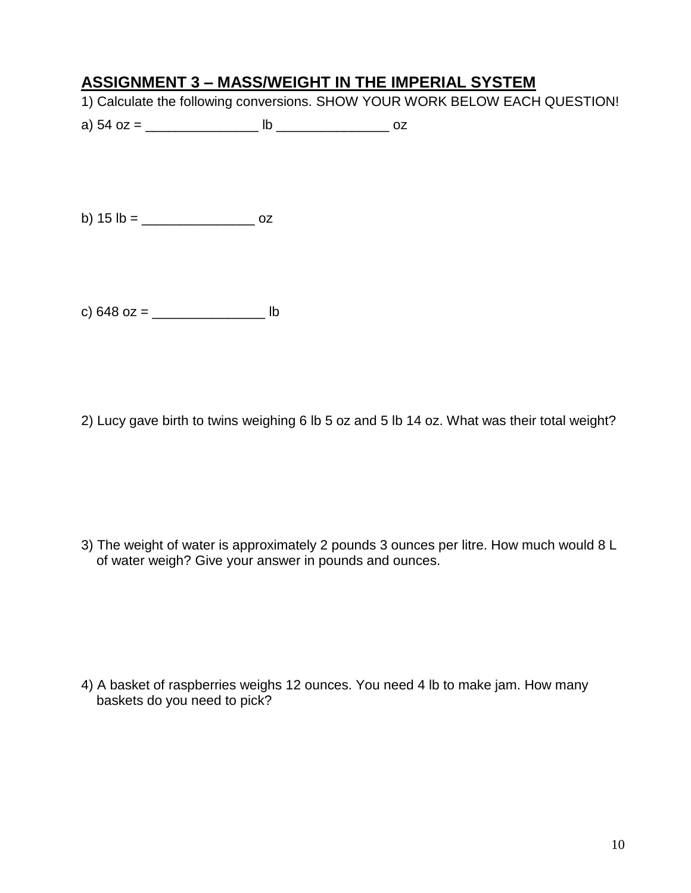## ASSIGNMENT 3 – MASS/WEIGHT IN THE IMPERIAL SYSTEM

1) Calculate the following conversions. SHOW YOUR WORK BELOW EACH QUESTION!

a) 54 oz = _______________ lb _______________ oz

b) 15 lb = _______________ oz

c) 648 oz = _______________ lb

2) Lucy gave birth to twins weighing 6 lb 5 oz and 5 lb 14 oz. What was their total weight?

3) The weight of water is approximately 2 pounds 3 ounces per litre. How much would 8 L of water weigh? Give your answer in pounds and ounces.

4) A basket of raspberries weighs 12 ounces. You need 4 lb to make jam. How many baskets do you need to pick?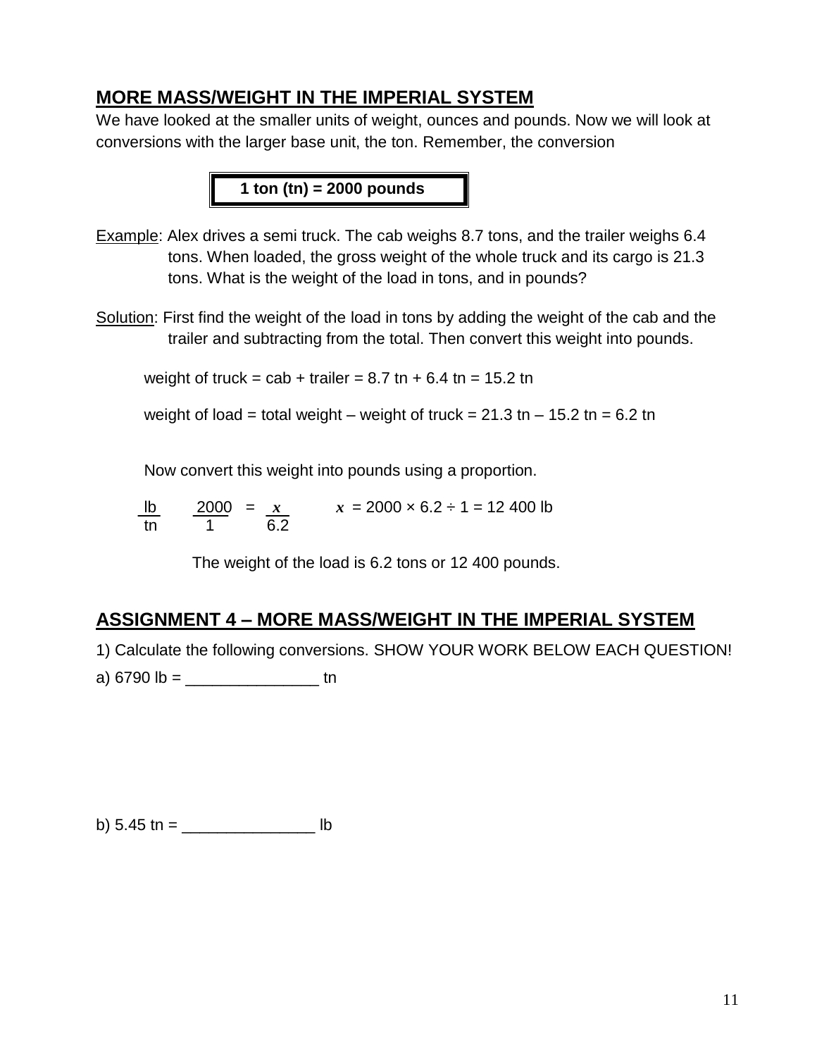## MORE MASS/WEIGHT IN THE IMPERIAL SYSTEM

We have looked at the smaller units of weight, ounces and pounds. Now we will look at conversions with the larger base unit, the ton. Remember, the conversion

**1 ton (tn) = 2000 pounds**

Example: Alex drives a semi truck. The cab weighs 8.7 tons, and the trailer weighs 6.4 tons. When loaded, the gross weight of the whole truck and its cargo is 21.3 tons. What is the weight of the load in tons, and in pounds?

Solution: First find the weight of the load in tons by adding the weight of the cab and the trailer and subtracting from the total. Then convert this weight into pounds.

weight of truck = cab + trailer = 8.7 tn + 6.4 tn = 15.2 tn

weight of load = total weight – weight of truck = 21.3 tn – 15.2 tn = 6.2 tn

Now convert this weight into pounds using a proportion.

$$\frac{\text{lb}}{\text{tn}} \quad \frac{2000}{1} = \frac{x}{6.2} \qquad x = 2000 \times 6.2 \div 1 = 12\ 400 \text{ lb}$$

The weight of the load is 6.2 tons or 12 400 pounds.

## ASSIGNMENT 4 – MORE MASS/WEIGHT IN THE IMPERIAL SYSTEM

1) Calculate the following conversions. SHOW YOUR WORK BELOW EACH QUESTION!

a) 6790 lb = _______________ tn

b) 5.45 tn = _______________ lb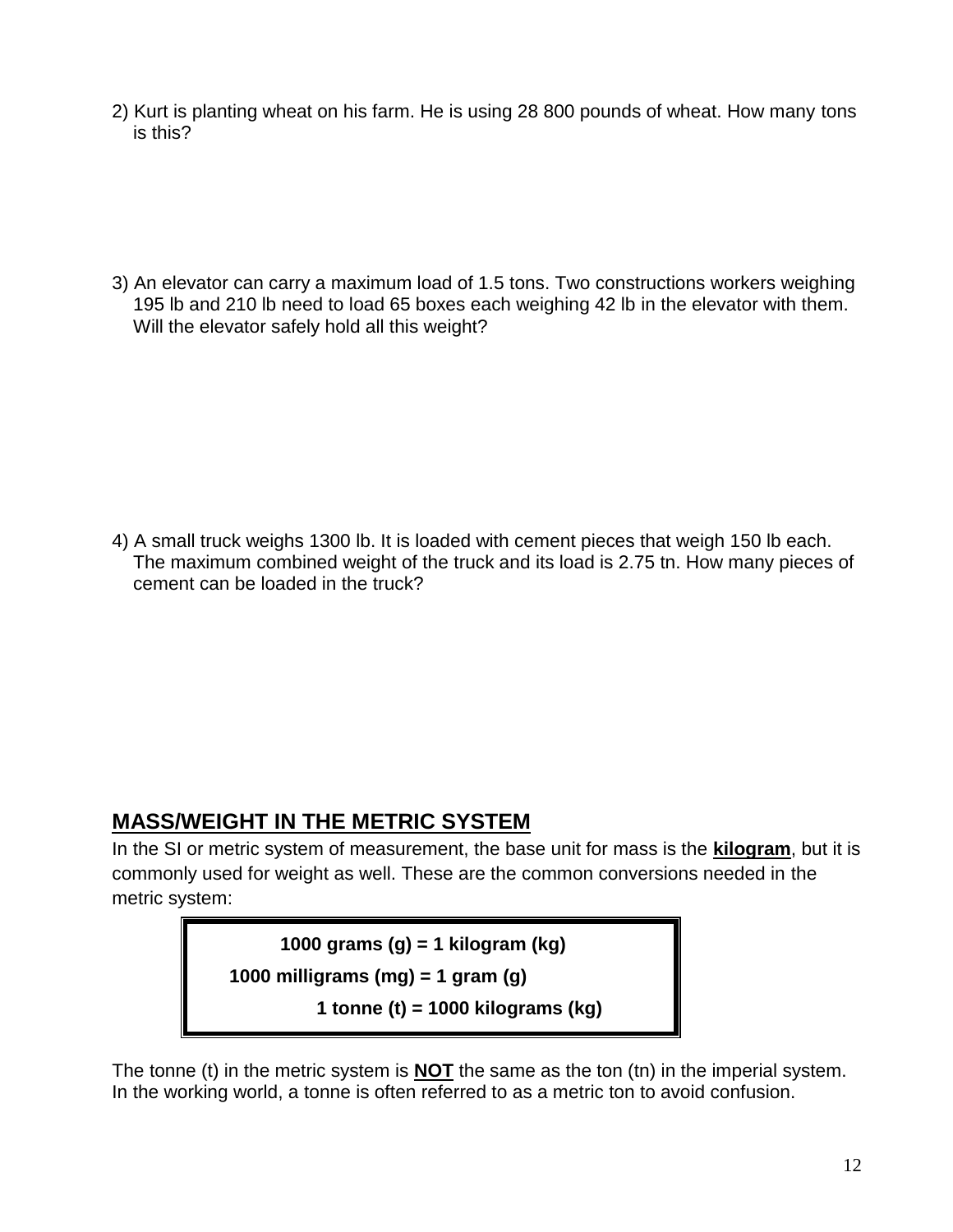2) Kurt is planting wheat on his farm. He is using 28 800 pounds of wheat. How many tons is this?

3) An elevator can carry a maximum load of 1.5 tons. Two constructions workers weighing 195 lb and 210 lb need to load 65 boxes each weighing 42 lb in the elevator with them. Will the elevator safely hold all this weight?

4) A small truck weighs 1300 lb. It is loaded with cement pieces that weigh 150 lb each. The maximum combined weight of the truck and its load is 2.75 tn. How many pieces of cement can be loaded in the truck?

## MASS/WEIGHT IN THE METRIC SYSTEM

In the SI or metric system of measurement, the base unit for mass is the **kilogram**, but it is commonly used for weight as well. These are the common conversions needed in the metric system:

**1000 grams (g) = 1 kilogram (kg)**

**1000 milligrams (mg) = 1 gram (g)**

**1 tonne (t) = 1000 kilograms (kg)**

The tonne (t) in the metric system is **NOT** the same as the ton (tn) in the imperial system. In the working world, a tonne is often referred to as a metric ton to avoid confusion.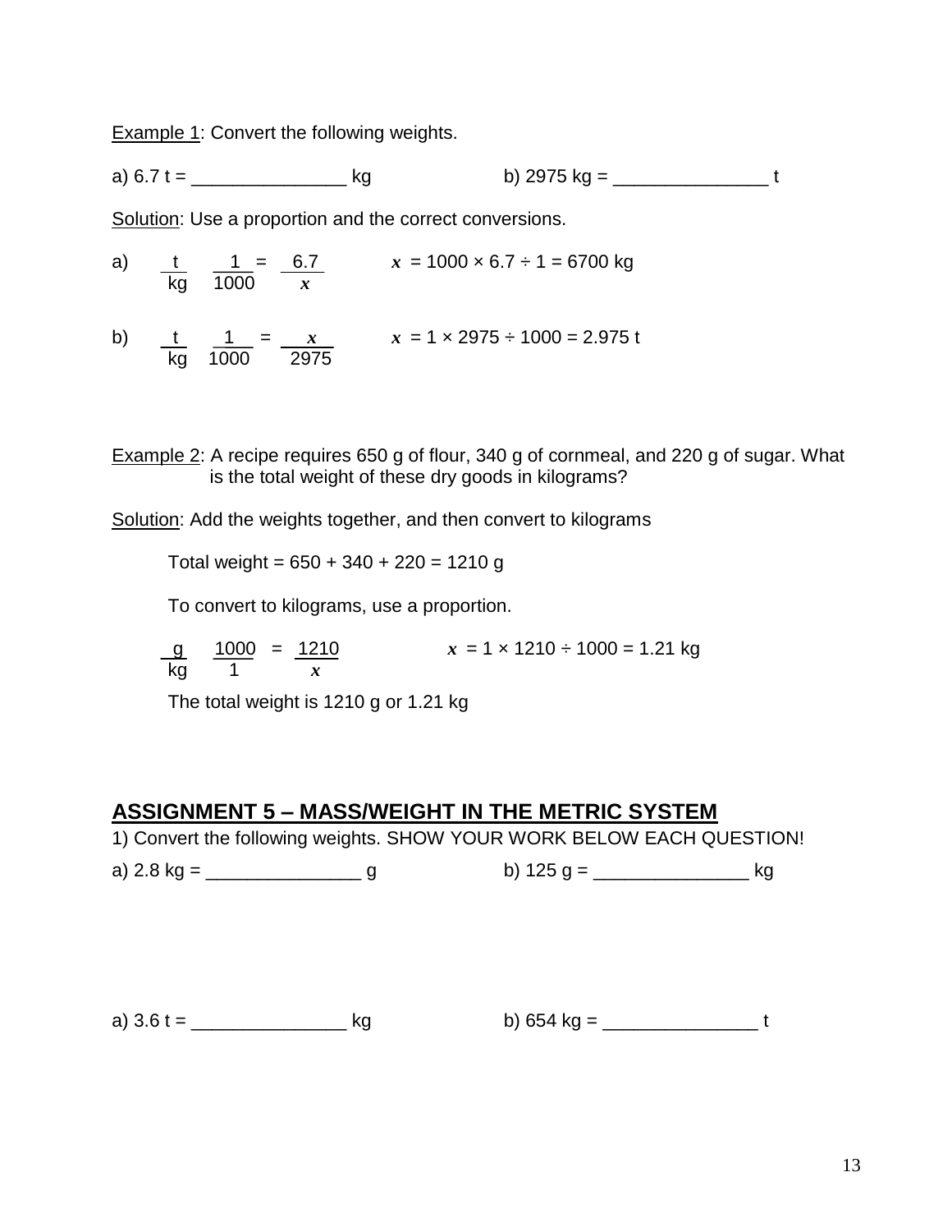Example 1: Convert the following weights.

a) 6.7 t = _______________ kg    b) 2975 kg = _______________ t

Solution: Use a proportion and the correct conversions.

a) $\frac{t}{kg} \quad \frac{1}{1000} = \frac{6.7}{x}$    $x = 1000 \times 6.7 \div 1 = 6700$ kg

b) $\frac{t}{kg} \quad \frac{1}{1000} = \frac{x}{2975}$    $x = 1 \times 2975 \div 1000 = 2.975$ t

Example 2: A recipe requires 650 g of flour, 340 g of cornmeal, and 220 g of sugar. What is the total weight of these dry goods in kilograms?

Solution: Add the weights together, and then convert to kilograms

Total weight = 650 + 340 + 220 = 1210 g

To convert to kilograms, use a proportion.

$\frac{g}{kg} \quad \frac{1000}{1} = \frac{1210}{x}$    $x = 1 \times 1210 \div 1000 = 1.21$ kg

The total weight is 1210 g or 1.21 kg

## ASSIGNMENT 5 – MASS/WEIGHT IN THE METRIC SYSTEM

1) Convert the following weights. SHOW YOUR WORK BELOW EACH QUESTION!

a) 2.8 kg = _______________ g    b) 125 g = _______________ kg

a) 3.6 t = _______________ kg    b) 654 kg = _______________ t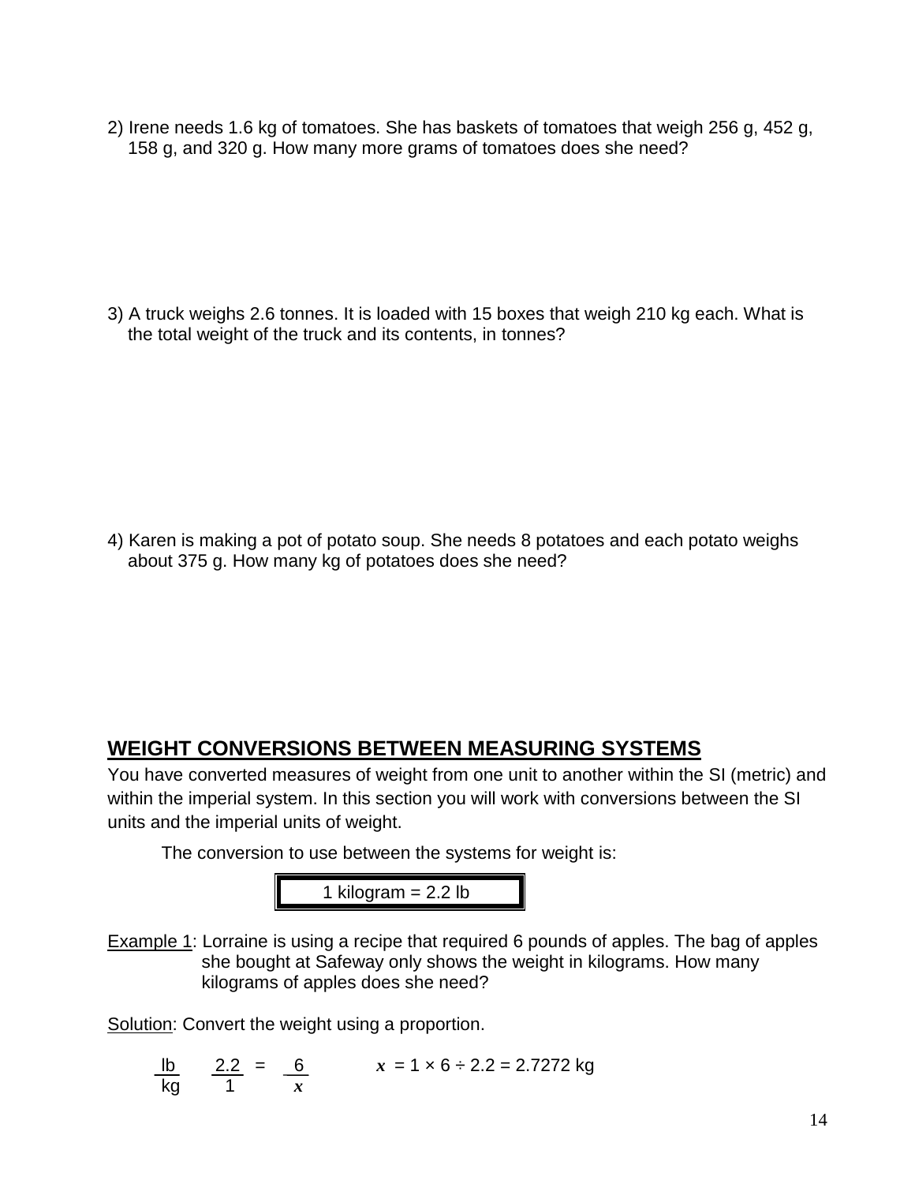2) Irene needs 1.6 kg of tomatoes. She has baskets of tomatoes that weigh 256 g, 452 g, 158 g, and 320 g. How many more grams of tomatoes does she need?

3) A truck weighs 2.6 tonnes. It is loaded with 15 boxes that weigh 210 kg each. What is the total weight of the truck and its contents, in tonnes?

4) Karen is making a pot of potato soup. She needs 8 potatoes and each potato weighs about 375 g. How many kg of potatoes does she need?

## WEIGHT CONVERSIONS BETWEEN MEASURING SYSTEMS

You have converted measures of weight from one unit to another within the SI (metric) and within the imperial system. In this section you will work with conversions between the SI units and the imperial units of weight.

The conversion to use between the systems for weight is:

| 1 kilogram = 2.2 lb |
|---|

Example 1: Lorraine is using a recipe that required 6 pounds of apples. The bag of apples she bought at Safeway only shows the weight in kilograms. How many kilograms of apples does she need?

Solution: Convert the weight using a proportion.

$$\frac{\text{lb}}{\text{kg}} \quad \frac{2.2}{1} = \frac{6}{x} \qquad x = 1 \times 6 \div 2.2 = 2.7272 \text{ kg}$$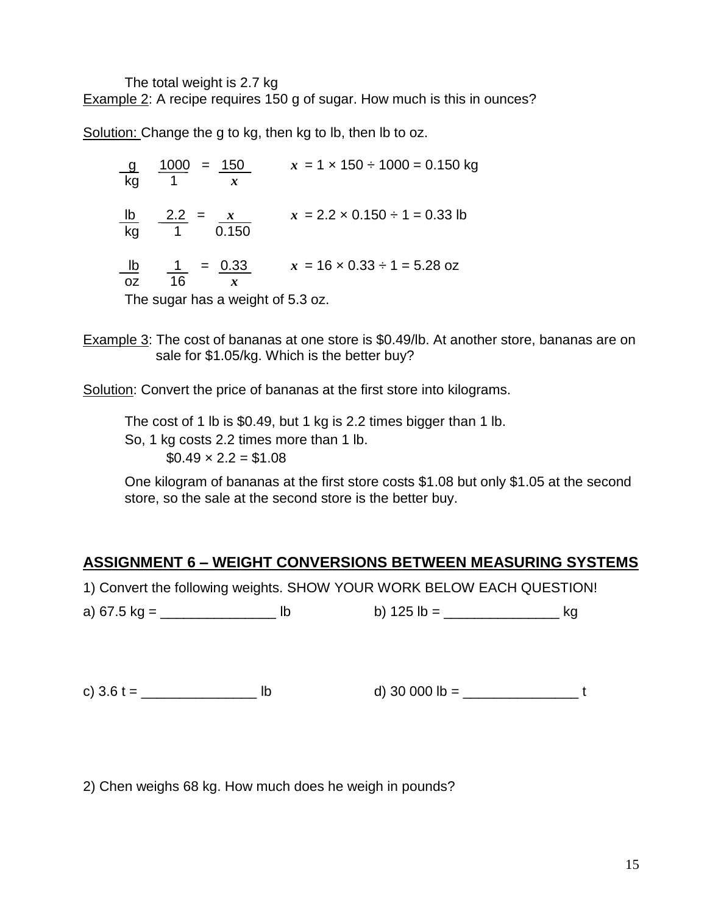The total weight is 2.7 kg

Example 2: A recipe requires 150 g of sugar. How much is this in ounces?

Solution: Change the g to kg, then kg to lb, then lb to oz.

$$\frac{g}{kg} \quad \frac{1000}{1} = \frac{150}{x} \qquad x = 1 \times 150 \div 1000 = 0.150 \text{ kg}$$

$$\frac{lb}{kg} \quad \frac{2.2}{1} = \frac{x}{0.150} \qquad x = 2.2 \times 0.150 \div 1 = 0.33 \text{ lb}$$

$$\frac{lb}{oz} \quad \frac{1}{16} = \frac{0.33}{x} \qquad x = 16 \times 0.33 \div 1 = 5.28 \text{ oz}$$

The sugar has a weight of 5.3 oz.

Example 3: The cost of bananas at one store is \$0.49/lb. At another store, bananas are on sale for \$1.05/kg. Which is the better buy?

Solution: Convert the price of bananas at the first store into kilograms.

The cost of 1 lb is \$0.49, but 1 kg is 2.2 times bigger than 1 lb.
So, 1 kg costs 2.2 times more than 1 lb.

$0.49 × 2.2 = $1.08

One kilogram of bananas at the first store costs \$1.08 but only \$1.05 at the second store, so the sale at the second store is the better buy.

## ASSIGNMENT 6 – WEIGHT CONVERSIONS BETWEEN MEASURING SYSTEMS

1) Convert the following weights. SHOW YOUR WORK BELOW EACH QUESTION!

a) 67.5 kg = _______________ lb

b) 125 lb = _______________ kg

c) 3.6 t = _______________ lb

d) 30 000 lb = _______________ t

2) Chen weighs 68 kg. How much does he weigh in pounds?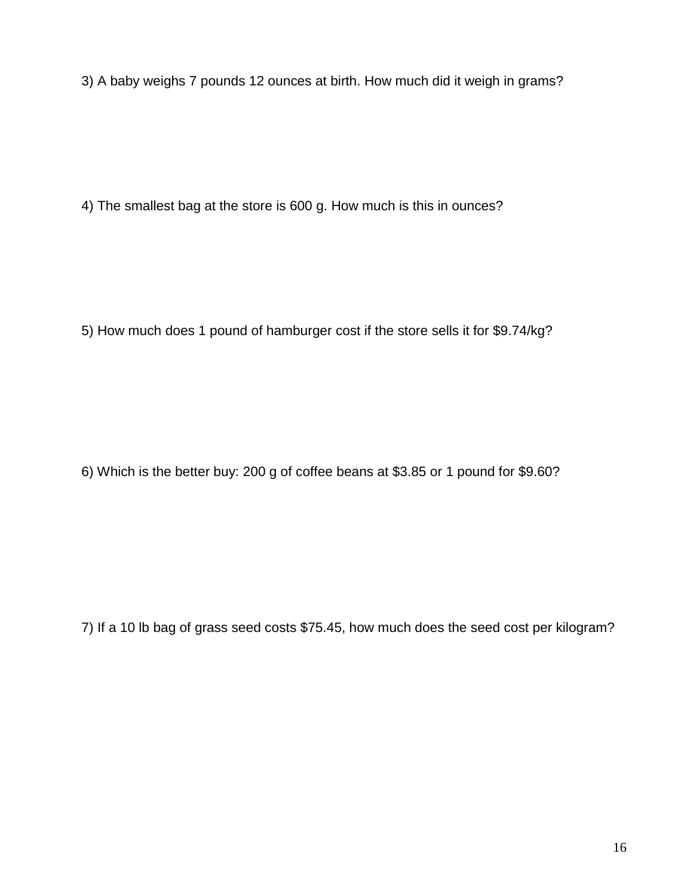3) A baby weighs 7 pounds 12 ounces at birth. How much did it weigh in grams?

4) The smallest bag at the store is 600 g. How much is this in ounces?

5) How much does 1 pound of hamburger cost if the store sells it for $9.74/kg?

6) Which is the better buy: 200 g of coffee beans at $3.85 or 1 pound for $9.60?

7) If a 10 lb bag of grass seed costs $75.45, how much does the seed cost per kilogram?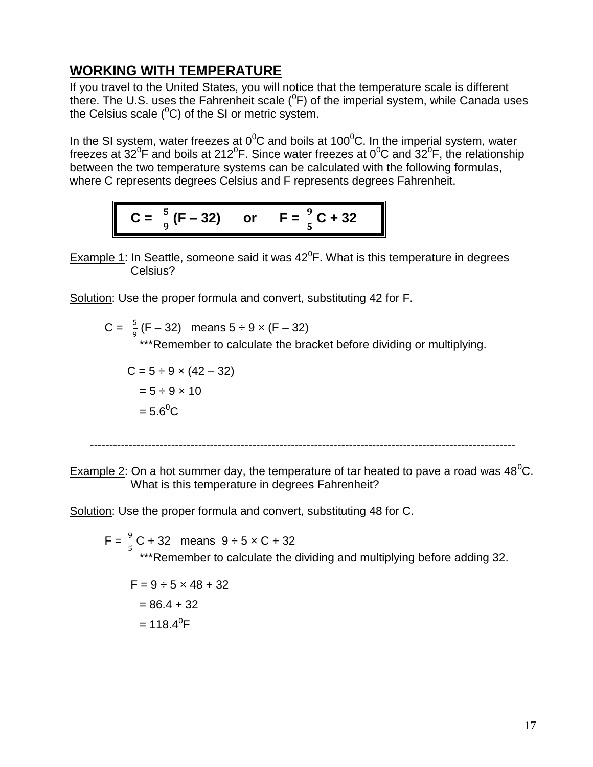## WORKING WITH TEMPERATURE

If you travel to the United States, you will notice that the temperature scale is different there. The U.S. uses the Fahrenheit scale ($^0$F) of the imperial system, while Canada uses the Celsius scale ($^0$C) of the SI or metric system.

In the SI system, water freezes at $0^0$C and boils at $100^0$C. In the imperial system, water freezes at $32^0$F and boils at $212^0$F. Since water freezes at $0^0$C and $32^0$F, the relationship between the two temperature systems can be calculated with the following formulas, where C represents degrees Celsius and F represents degrees Fahrenheit.

$$C = \frac{5}{9}(F - 32) \quad \text{or} \quad F = \frac{9}{5}C + 32$$

Example 1: In Seattle, someone said it was $42^0$F. What is this temperature in degrees Celsius?

Solution: Use the proper formula and convert, substituting 42 for F.

$C = \frac{5}{9}(F - 32)$ means $5 \div 9 \times (F - 32)$

***Remember to calculate the bracket before dividing or multiplying.

$C = 5 \div 9 \times (42 - 32)$

$= 5 \div 9 \times 10$

$= 5.6^0$C

---

Example 2: On a hot summer day, the temperature of tar heated to pave a road was $48^0$C. What is this temperature in degrees Fahrenheit?

Solution: Use the proper formula and convert, substituting 48 for C.

$F = \frac{9}{5}C + 32$ means $9 \div 5 \times C + 32$

***Remember to calculate the dividing and multiplying before adding 32.

$F = 9 \div 5 \times 48 + 32$

$= 86.4 + 32$

$= 118.4^0$F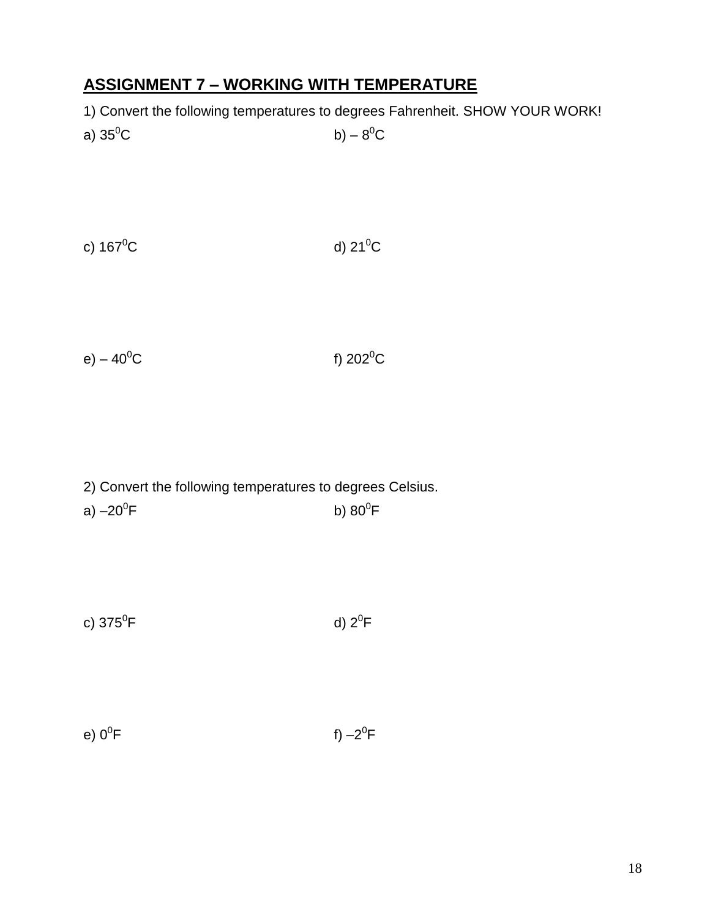## ASSIGNMENT 7 – WORKING WITH TEMPERATURE

1) Convert the following temperatures to degrees Fahrenheit. SHOW YOUR WORK!

a) $35^0$C

b) – $8^0$C

c) $167^0$C

d) $21^0$C

e) – $40^0$C

f) $202^0$C

2) Convert the following temperatures to degrees Celsius.

a) –$20^0$F

b) $80^0$F

c) $375^0$F

d) $2^0$F

e) $0^0$F

f) –$2^0$F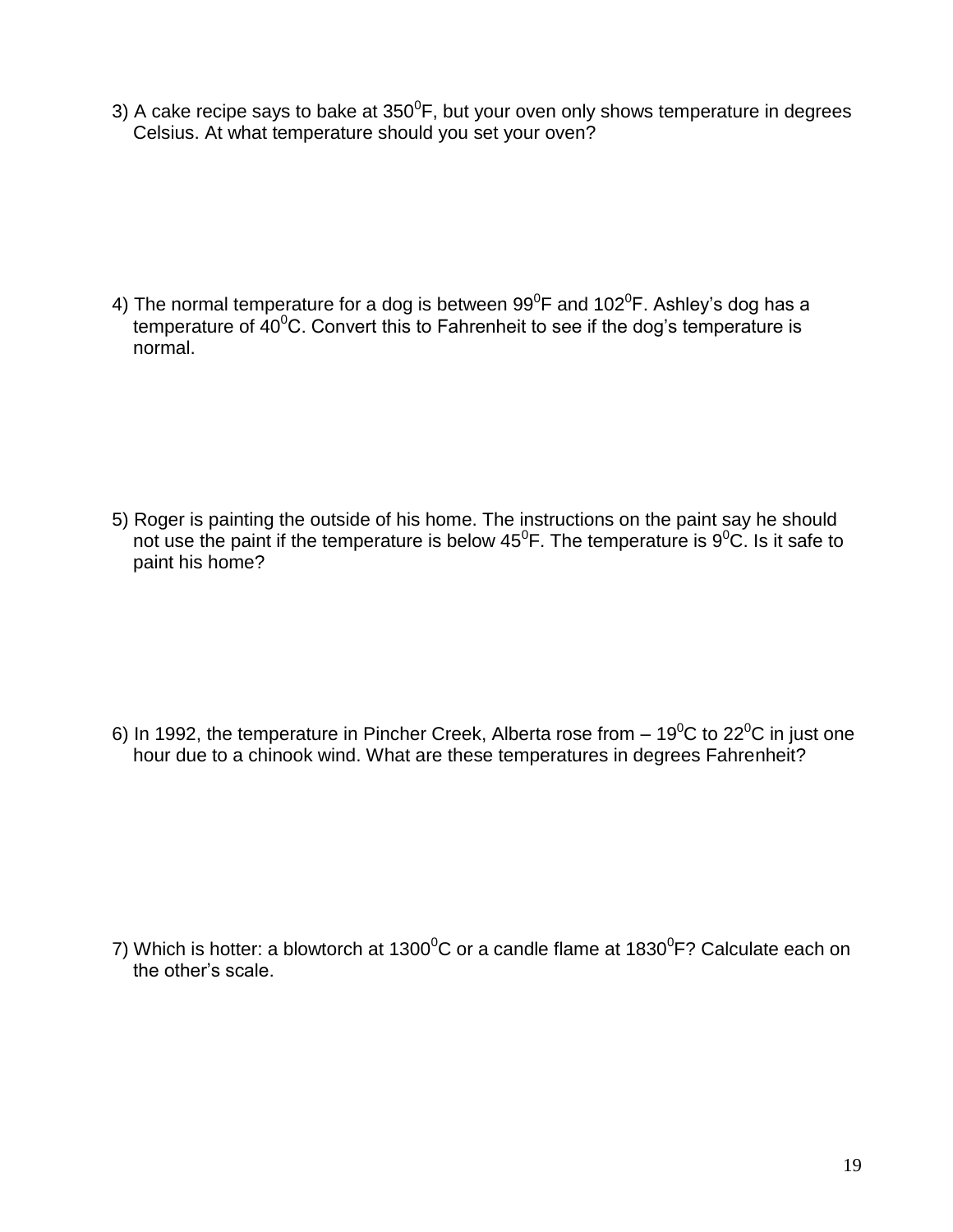3) A cake recipe says to bake at $350^0$F, but your oven only shows temperature in degrees Celsius. At what temperature should you set your oven?

4) The normal temperature for a dog is between $99^0$F and $102^0$F. Ashley's dog has a temperature of $40^0$C. Convert this to Fahrenheit to see if the dog's temperature is normal.

5) Roger is painting the outside of his home. The instructions on the paint say he should not use the paint if the temperature is below $45^0$F. The temperature is $9^0$C. Is it safe to paint his home?

6) In 1992, the temperature in Pincher Creek, Alberta rose from $-19^0$C to $22^0$C in just one hour due to a chinook wind. What are these temperatures in degrees Fahrenheit?

7) Which is hotter: a blowtorch at $1300^0$C or a candle flame at $1830^0$F? Calculate each on the other's scale.